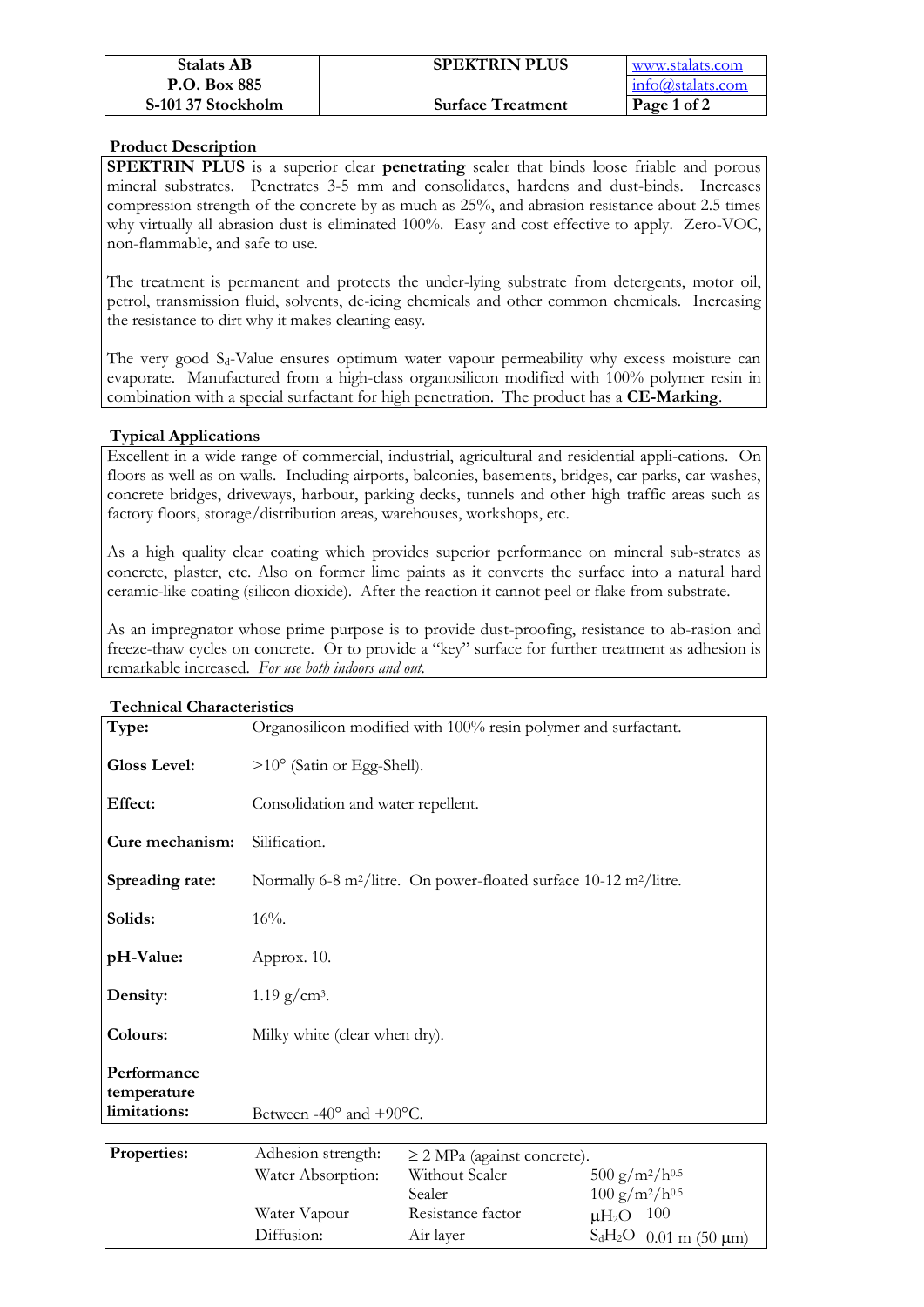| Stalats AB<br>P.O. Box 885<br>S-101 37 Stockholm | SPEKTRIN PLUS<br><br>Surface Treatment | www.stalats.com<br>info@stalats.com |
|---|---|---|

## Product Description

**SPEKTRIN PLUS** is a superior clear **penetrating** sealer that binds loose friable and porous mineral substrates. Penetrates 3-5 mm and consolidates, hardens and dust-binds. Increases compression strength of the concrete by as much as 25%, and abrasion resistance about 2.5 times why virtually all abrasion dust is eliminated 100%. Easy and cost effective to apply. Zero-VOC, non-flammable, and safe to use.

The treatment is permanent and protects the under-lying substrate from detergents, motor oil, petrol, transmission fluid, solvents, de-icing chemicals and other common chemicals. Increasing the resistance to dirt why it makes cleaning easy.

The very good $S_d$-Value ensures optimum water vapour permeability why excess moisture can evaporate. Manufactured from a high-class organosilicon modified with 100% polymer resin in combination with a special surfactant for high penetration. The product has a **CE-Marking**.

## Typical Applications

Excellent in a wide range of commercial, industrial, agricultural and residential appli-cations. On floors as well as on walls. Including airports, balconies, basements, bridges, car parks, car washes, concrete bridges, driveways, harbour, parking decks, tunnels and other high traffic areas such as factory floors, storage/distribution areas, warehouses, workshops, etc.

As a high quality clear coating which provides superior performance on mineral sub-strates as concrete, plaster, etc. Also on former lime paints as it converts the surface into a natural hard ceramic-like coating (silicon dioxide). After the reaction it cannot peel or flake from substrate.

As an impregnator whose prime purpose is to provide dust-proofing, resistance to ab-rasion and freeze-thaw cycles on concrete. Or to provide a "key" surface for further treatment as adhesion is remarkable increased. *For use both indoors and out.*

## Technical Characteristics

| | |
|---|---|
| **Type:** | Organosilicon modified with 100% resin polymer and surfactant. |
| **Gloss Level:** | >10° (Satin or Egg-Shell). |
| **Effect:** | Consolidation and water repellent. |
| **Cure mechanism:** | Silification. |
| **Spreading rate:** | Normally 6-8 m²/litre. On power-floated surface 10-12 m²/litre. |
| **Solids:** | 16%. |
| **pH-Value:** | Approx. 10. |
| **Density:** | 1.19 g/cm³. |
| **Colours:** | Milky white (clear when dry). |
| **Performance temperature limitations:** | Between -40° and +90°C. |

| | | | |
|---|---|---|---|
| **Properties:** | Adhesion strength: | ≥ 2 MPa (against concrete). | |
| | Water Absorption: | Without Sealer | 500 $g/m^2/h^{0.5}$ |
| | | Sealer | 100 $g/m^2/h^{0.5}$ |
| | Water Vapour | Resistance factor | $\mu H_2O$ 100 |
| | Diffusion: | Air layer | $S_dH_2O$ 0.01 m (50 µm) |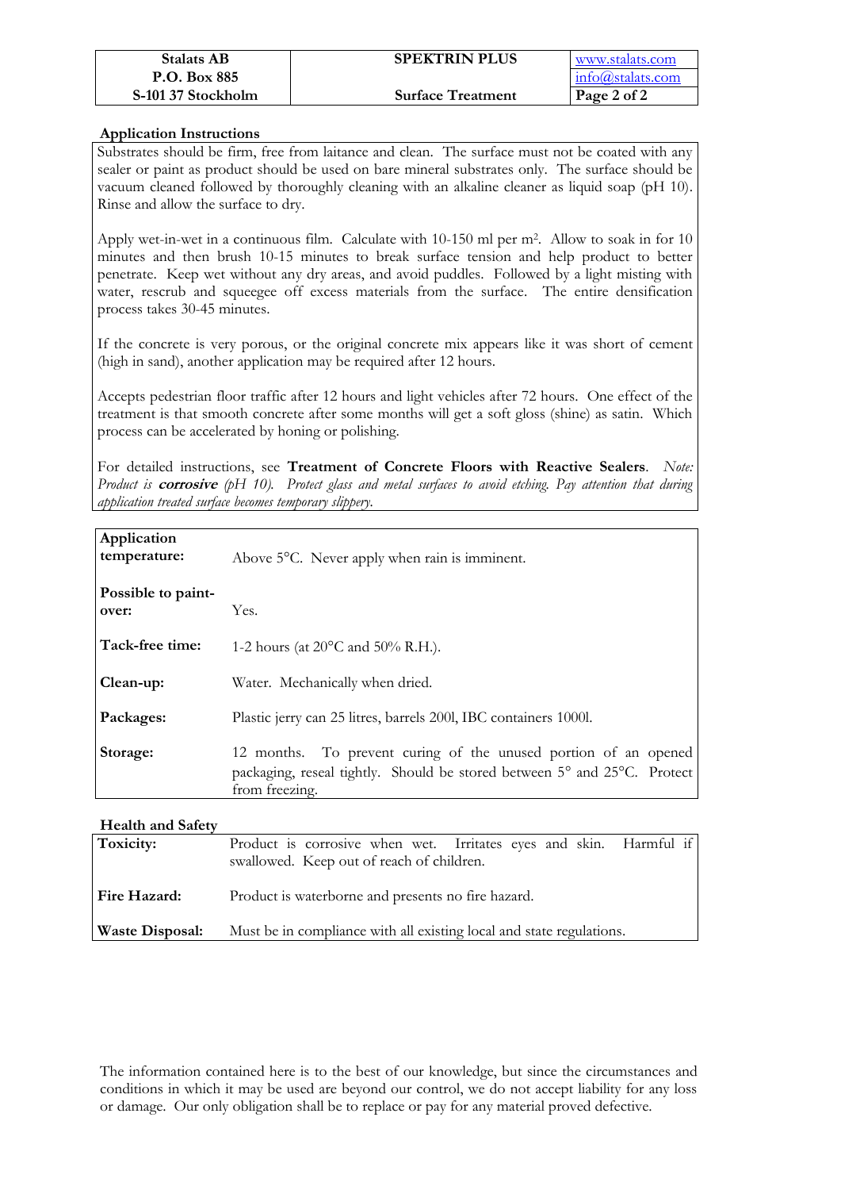### Application Instructions

Substrates should be firm, free from laitance and clean. The surface must not be coated with any sealer or paint as product should be used on bare mineral substrates only. The surface should be vacuum cleaned followed by thoroughly cleaning with an alkaline cleaner as liquid soap (pH 10). Rinse and allow the surface to dry.

Apply wet-in-wet in a continuous film. Calculate with 10-150 ml per m². Allow to soak in for 10 minutes and then brush 10-15 minutes to break surface tension and help product to better penetrate. Keep wet without any dry areas, and avoid puddles. Followed by a light misting with water, rescrub and squeegee off excess materials from the surface. The entire densification process takes 30-45 minutes.

If the concrete is very porous, or the original concrete mix appears like it was short of cement (high in sand), another application may be required after 12 hours.

Accepts pedestrian floor traffic after 12 hours and light vehicles after 72 hours. One effect of the treatment is that smooth concrete after some months will get a soft gloss (shine) as satin. Which process can be accelerated by honing or polishing.

For detailed instructions, see **Treatment of Concrete Floors with Reactive Sealers**. *Note: Product is **corrosive** (pH 10). Protect glass and metal surfaces to avoid etching. Pay attention that during application treated surface becomes temporary slippery.*

| | |
|---|---|
| **Application temperature:** | Above 5°C. Never apply when rain is imminent. |
| **Possible to paint-over:** | Yes. |
| **Tack-free time:** | 1-2 hours (at 20°C and 50% R.H.). |
| **Clean-up:** | Water. Mechanically when dried. |
| **Packages:** | Plastic jerry can 25 litres, barrels 200l, IBC containers 1000l. |
| **Storage:** | 12 months. To prevent curing of the unused portion of an opened packaging, reseal tightly. Should be stored between 5° and 25°C. Protect from freezing. |

### Health and Safety

| | |
|---|---|
| **Toxicity:** | Product is corrosive when wet. Irritates eyes and skin. Harmful if swallowed. Keep out of reach of children. |
| **Fire Hazard:** | Product is waterborne and presents no fire hazard. |
| **Waste Disposal:** | Must be in compliance with all existing local and state regulations. |

The information contained here is to the best of our knowledge, but since the circumstances and conditions in which it may be used are beyond our control, we do not accept liability for any loss or damage. Our only obligation shall be to replace or pay for any material proved defective.